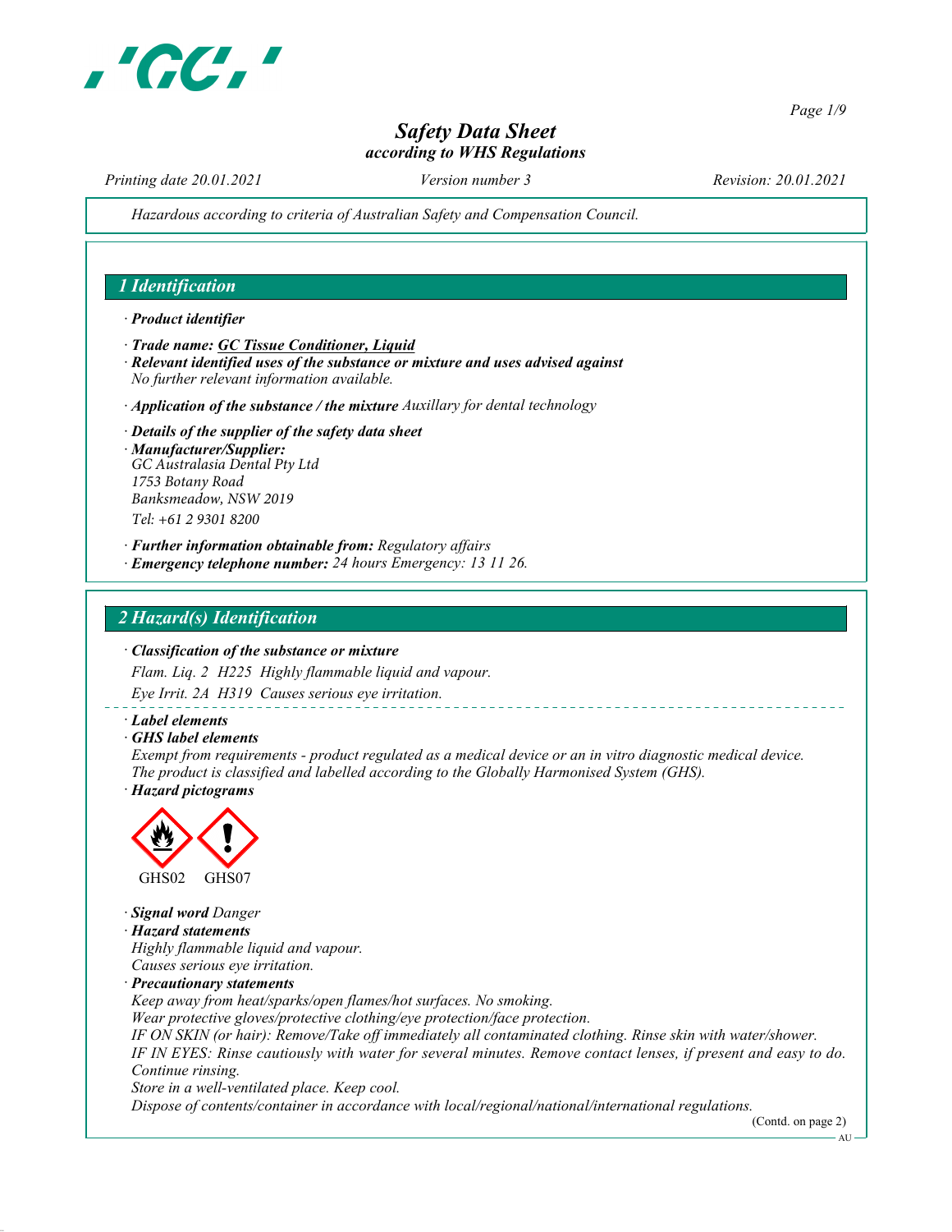# Safety Data Sheet
*according to WHS Regulations*

*Printing date 20.01.2021* | *Version number 3* | *Revision: 20.01.2021*

*Hazardous according to criteria of Australian Safety and Compensation Council.*

## 1 Identification

· **Product identifier**

· **Trade name: GC Tissue Conditioner, Liquid**

· **Relevant identified uses of the substance or mixture and uses advised against**
*No further relevant information available.*

· **Application of the substance / the mixture** *Auxillary for dental technology*

· **Details of the supplier of the safety data sheet**

· **Manufacturer/Supplier:**
*GC Australasia Dental Pty Ltd*
*1753 Botany Road*
*Banksmeadow, NSW 2019*
*Tel: +61 2 9301 8200*

· **Further information obtainable from:** *Regulatory affairs*

· **Emergency telephone number:** *24 hours Emergency: 13 11 26.*

## 2 Hazard(s) Identification

· **Classification of the substance or mixture**

*Flam. Liq. 2 H225 Highly flammable liquid and vapour.*

*Eye Irrit. 2A H319 Causes serious eye irritation.*

· **Label elements**

· **GHS label elements**
*Exempt from requirements - product regulated as a medical device or an in vitro diagnostic medical device.*
*The product is classified and labelled according to the Globally Harmonised System (GHS).*

· **Hazard pictograms**

GHS02 GHS07

· **Signal word** *Danger*

· **Hazard statements**
*Highly flammable liquid and vapour.*
*Causes serious eye irritation.*

· **Precautionary statements**
*Keep away from heat/sparks/open flames/hot surfaces. No smoking.*
*Wear protective gloves/protective clothing/eye protection/face protection.*
*IF ON SKIN (or hair): Remove/Take off immediately all contaminated clothing. Rinse skin with water/shower.*
*IF IN EYES: Rinse cautiously with water for several minutes. Remove contact lenses, if present and easy to do. Continue rinsing.*
*Store in a well-ventilated place. Keep cool.*
*Dispose of contents/container in accordance with local/regional/national/international regulations.*

(Contd. on page 2)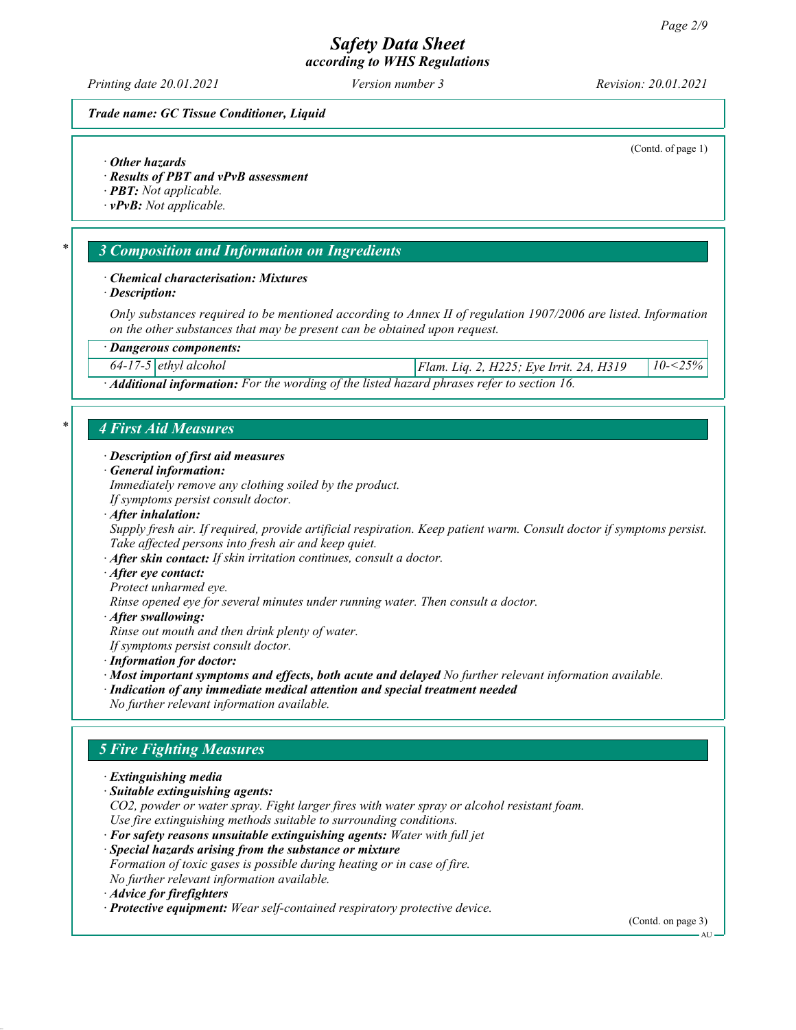**Trade name: GC Tissue Conditioner, Liquid**

(Contd. of page 1)

· **Other hazards**
· **Results of PBT and vPvB assessment**
· **PBT:** Not applicable.
· **vPvB:** Not applicable.

## 3 Composition and Information on Ingredients

· **Chemical characterisation: Mixtures**
· **Description:**

Only substances required to be mentioned according to Annex II of regulation 1907/2006 are listed. Information on the other substances that may be present can be obtained upon request.

| · **Dangerous components:** | | | |
|---|---|---|---|
| 64-17-5 | ethyl alcohol | Flam. Liq. 2, H225; Eye Irrit. 2A, H319 | 10-<25% |

· **Additional information:** For the wording of the listed hazard phrases refer to section 16.

## 4 First Aid Measures

· **Description of first aid measures**
· **General information:**
Immediately remove any clothing soiled by the product.
If symptoms persist consult doctor.
· **After inhalation:**
Supply fresh air. If required, provide artificial respiration. Keep patient warm. Consult doctor if symptoms persist.
Take affected persons into fresh air and keep quiet.
· **After skin contact:** If skin irritation continues, consult a doctor.
· **After eye contact:**
Protect unharmed eye.
Rinse opened eye for several minutes under running water. Then consult a doctor.
· **After swallowing:**
Rinse out mouth and then drink plenty of water.
If symptoms persist consult doctor.
· **Information for doctor:**
· **Most important symptoms and effects, both acute and delayed** No further relevant information available.
· **Indication of any immediate medical attention and special treatment needed**
No further relevant information available.

## 5 Fire Fighting Measures

· **Extinguishing media**
· **Suitable extinguishing agents:**
$CO_2$, powder or water spray. Fight larger fires with water spray or alcohol resistant foam.
Use fire extinguishing methods suitable to surrounding conditions.
· **For safety reasons unsuitable extinguishing agents:** Water with full jet
· **Special hazards arising from the substance or mixture**
Formation of toxic gases is possible during heating or in case of fire.
No further relevant information available.
· **Advice for firefighters**
· **Protective equipment:** Wear self-contained respiratory protective device.

(Contd. on page 3)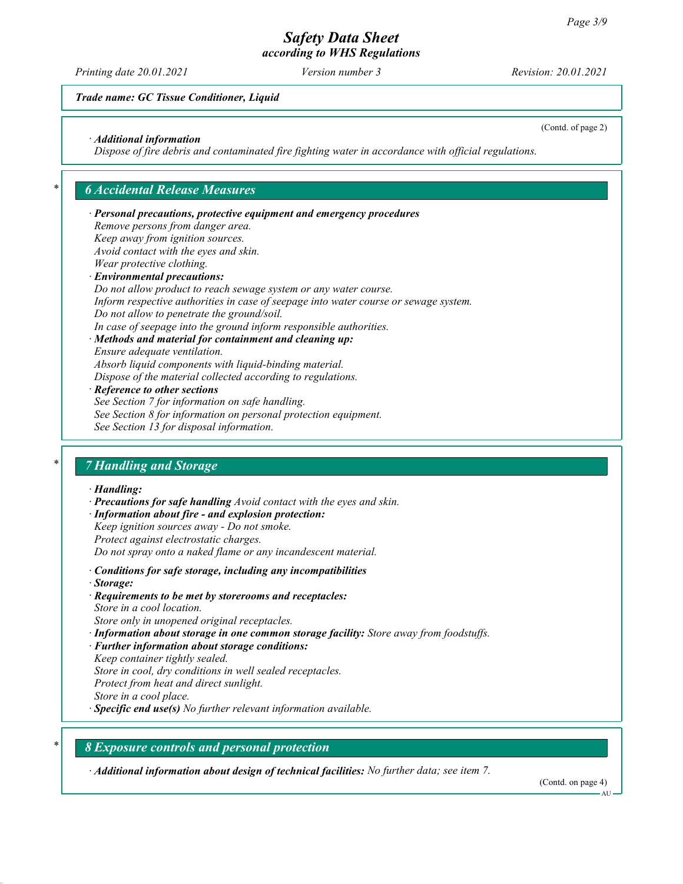*Trade name: GC Tissue Conditioner, Liquid*

(Contd. of page 2)

· **Additional information**
Dispose of fire debris and contaminated fire fighting water in accordance with official regulations.

## * 6 Accidental Release Measures

· **Personal precautions, protective equipment and emergency procedures**
Remove persons from danger area.
Keep away from ignition sources.
Avoid contact with the eyes and skin.
Wear protective clothing.

· **Environmental precautions:**
Do not allow product to reach sewage system or any water course.
Inform respective authorities in case of seepage into water course or sewage system.
Do not allow to penetrate the ground/soil.
In case of seepage into the ground inform responsible authorities.

· **Methods and material for containment and cleaning up:**
Ensure adequate ventilation.
Absorb liquid components with liquid-binding material.
Dispose of the material collected according to regulations.

· **Reference to other sections**
See Section 7 for information on safe handling.
See Section 8 for information on personal protection equipment.
See Section 13 for disposal information.

## * 7 Handling and Storage

· **Handling:**

· **Precautions for safe handling** Avoid contact with the eyes and skin.

· **Information about fire - and explosion protection:**
Keep ignition sources away - Do not smoke.
Protect against electrostatic charges.
Do not spray onto a naked flame or any incandescent material.

· **Conditions for safe storage, including any incompatibilities**

· **Storage:**

· **Requirements to be met by storerooms and receptacles:**
Store in a cool location.
Store only in unopened original receptacles.

· **Information about storage in one common storage facility:** Store away from foodstuffs.

· **Further information about storage conditions:**
Keep container tightly sealed.
Store in cool, dry conditions in well sealed receptacles.
Protect from heat and direct sunlight.
Store in a cool place.

· **Specific end use(s)** No further relevant information available.

## * 8 Exposure controls and personal protection

· **Additional information about design of technical facilities:** No further data; see item 7.

(Contd. on page 4)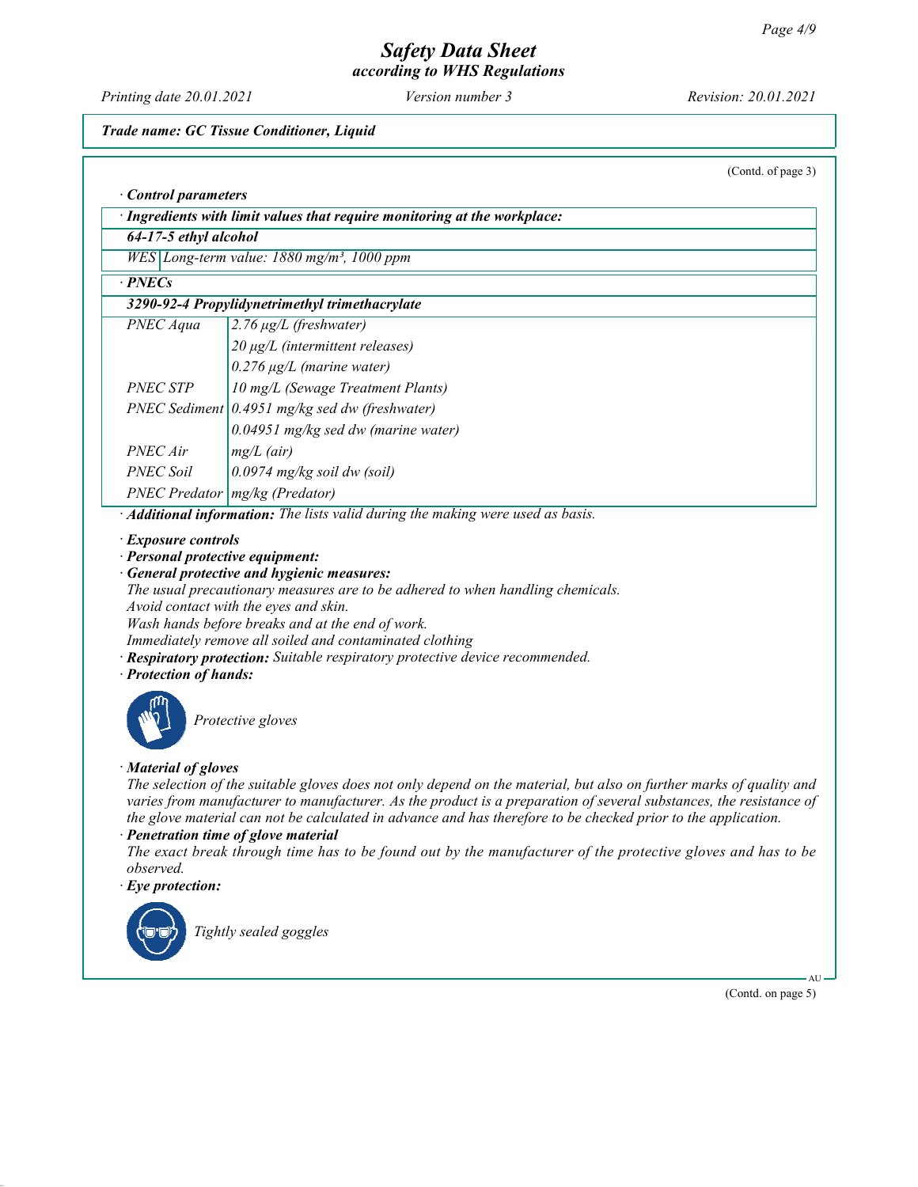*Trade name: GC Tissue Conditioner, Liquid*

(Contd. of page 3)

· ***Control parameters***

| · ***Ingredients with limit values that require monitoring at the workplace:*** | |
|---|---|
| ***64-17-5 ethyl alcohol*** | |
| *WES* | *Long-term value: 1880 mg/m³, 1000 ppm* |

| · ***PNECs*** | |
|---|---|
| ***3290-92-4 Propylidynetrimethyl trimethacrylate*** | |
| *PNEC Aqua* | *2.76 µg/L (freshwater)* |
| | *20 µg/L (intermittent releases)* |
| | *0.276 µg/L (marine water)* |
| *PNEC STP* | *10 mg/L (Sewage Treatment Plants)* |
| *PNEC Sediment* | *0.4951 mg/kg sed dw (freshwater)* |
| | *0.04951 mg/kg sed dw (marine water)* |
| *PNEC Air* | *mg/L (air)* |
| *PNEC Soil* | *0.0974 mg/kg soil dw (soil)* |
| *PNEC Predator* | *mg/kg (Predator)* |

· ***Additional information:*** *The lists valid during the making were used as basis.*

· ***Exposure controls***
· ***Personal protective equipment:***
· ***General protective and hygienic measures:***
*The usual precautionary measures are to be adhered to when handling chemicals.*
*Avoid contact with the eyes and skin.*
*Wash hands before breaks and at the end of work.*
*Immediately remove all soiled and contaminated clothing*
· ***Respiratory protection:*** *Suitable respiratory protective device recommended.*
· ***Protection of hands:***

*Protective gloves*

· ***Material of gloves***
*The selection of the suitable gloves does not only depend on the material, but also on further marks of quality and varies from manufacturer to manufacturer. As the product is a preparation of several substances, the resistance of the glove material can not be calculated in advance and has therefore to be checked prior to the application.*
· ***Penetration time of glove material***
*The exact break through time has to be found out by the manufacturer of the protective gloves and has to be observed.*
· ***Eye protection:***

*Tightly sealed goggles*

(Contd. on page 5)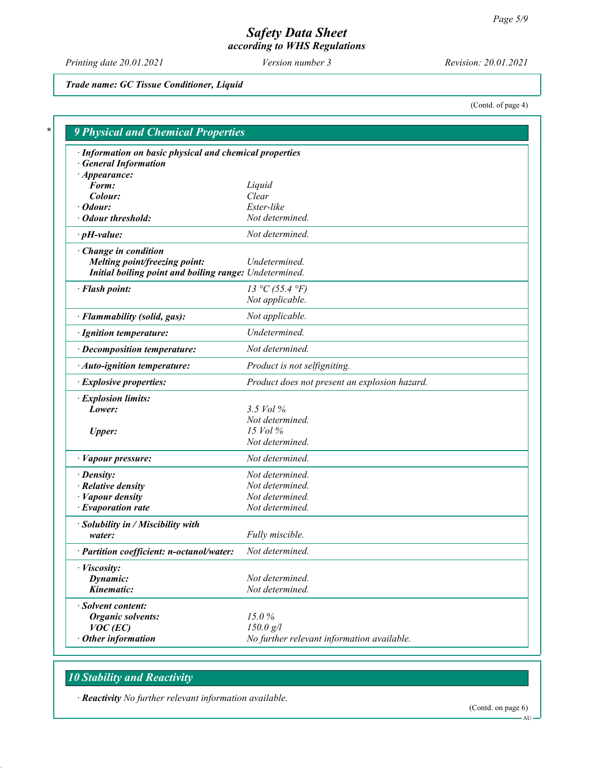*Trade name: GC Tissue Conditioner, Liquid*

(Contd. of page 4)

## 9 Physical and Chemical Properties

| | |
|---|---|
| **· Information on basic physical and chemical properties** | |
| **· General Information** | |
| **· Appearance:** | |
| **Form:** | Liquid |
| **Colour:** | Clear |
| **· Odour:** | Ester-like |
| **· Odour threshold:** | Not determined. |
| **· pH-value:** | Not determined. |
| **· Change in condition** | |
| **Melting point/freezing point:** | Undetermined. |
| **Initial boiling point and boiling range:** | Undetermined. |
| **· Flash point:** | 13 °C (55.4 °F)<br>Not applicable. |
| **· Flammability (solid, gas):** | Not applicable. |
| **· Ignition temperature:** | Undetermined. |
| **· Decomposition temperature:** | Not determined. |
| **· Auto-ignition temperature:** | Product is not selfigniting. |
| **· Explosive properties:** | Product does not present an explosion hazard. |
| **· Explosion limits:** | |
| **Lower:** | 3.5 Vol %<br>Not determined. |
| **Upper:** | 15 Vol %<br>Not determined. |
| **· Vapour pressure:** | Not determined. |
| **· Density:** | Not determined. |
| **· Relative density** | Not determined. |
| **· Vapour density** | Not determined. |
| **· Evaporation rate** | Not determined. |
| **· Solubility in / Miscibility with** | |
| **water:** | Fully miscible. |
| **· Partition coefficient: n-octanol/water:** | Not determined. |
| **· Viscosity:** | |
| **Dynamic:** | Not determined. |
| **Kinematic:** | Not determined. |
| **· Solvent content:** | |
| **Organic solvents:** | 15.0 % |
| **VOC (EC)** | 150.0 g/l |
| **· Other information** | No further relevant information available. |

## 10 Stability and Reactivity

· **Reactivity** No further relevant information available.

(Contd. on page 6)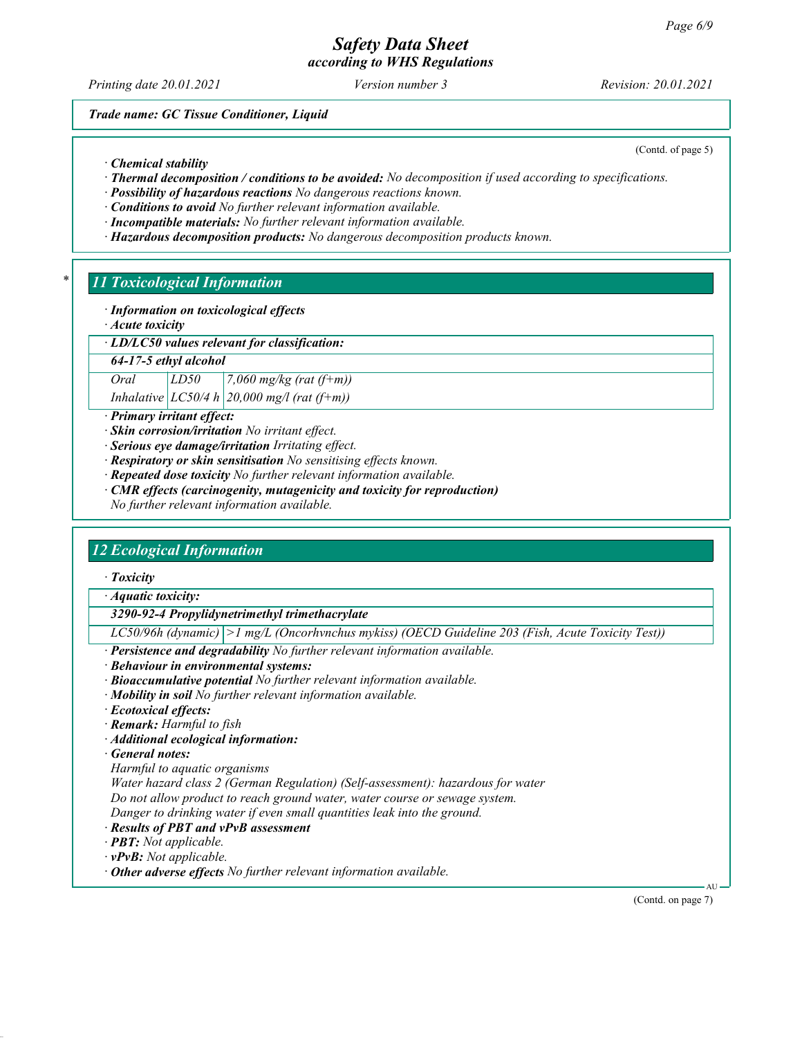*Trade name: GC Tissue Conditioner, Liquid*

(Contd. of page 5)

· ***Chemical stability***
· ***Thermal decomposition / conditions to be avoided:*** *No decomposition if used according to specifications.*
· ***Possibility of hazardous reactions*** *No dangerous reactions known.*
· ***Conditions to avoid*** *No further relevant information available.*
· ***Incompatible materials:*** *No further relevant information available.*
· ***Hazardous decomposition products:*** *No dangerous decomposition products known.*

## 11 Toxicological Information

· ***Information on toxicological effects***
· ***Acute toxicity***

| · **LD/LC50 values relevant for classification:** | | |
|---|---|---|
| **64-17-5 ethyl alcohol** | | |
| Oral | LD50 | 7,060 mg/kg (rat (f+m)) |
| Inhalative | LC50/4 h | 20,000 mg/l (rat (f+m)) |

· ***Primary irritant effect:***
· ***Skin corrosion/irritation*** *No irritant effect.*
· ***Serious eye damage/irritation*** *Irritating effect.*
· ***Respiratory or skin sensitisation*** *No sensitising effects known.*
· ***Repeated dose toxicity*** *No further relevant information available.*
· ***CMR effects (carcinogenity, mutagenicity and toxicity for reproduction)***
*No further relevant information available.*

## 12 Ecological Information

· ***Toxicity***

| · **Aquatic toxicity:** | |
|---|---|
| **3290-92-4 Propylidynetrimethyl trimethacrylate** | |
| LC50/96h (dynamic) | >1 mg/L (Oncorhvnchus mykiss) (OECD Guideline 203 (Fish, Acute Toxicity Test)) |

· ***Persistence and degradability*** *No further relevant information available.*
· ***Behaviour in environmental systems:***
· ***Bioaccumulative potential*** *No further relevant information available.*
· ***Mobility in soil*** *No further relevant information available.*
· ***Ecotoxical effects:***
· ***Remark:*** *Harmful to fish*
· ***Additional ecological information:***
· ***General notes:***
*Harmful to aquatic organisms*
*Water hazard class 2 (German Regulation) (Self-assessment): hazardous for water*
*Do not allow product to reach ground water, water course or sewage system.*
*Danger to drinking water if even small quantities leak into the ground.*
· ***Results of PBT and vPvB assessment***
· ***PBT:*** *Not applicable.*
· ***vPvB:*** *Not applicable.*
· ***Other adverse effects*** *No further relevant information available.*

(Contd. on page 7)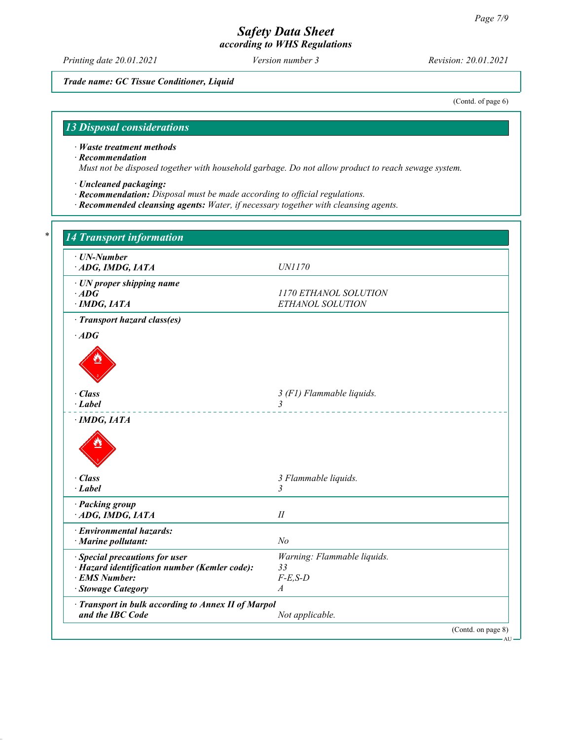*Trade name: GC Tissue Conditioner, Liquid*

(Contd. of page 6)

## 13 Disposal considerations

- ***Waste treatment methods***
- ***Recommendation***
  *Must not be disposed together with household garbage. Do not allow product to reach sewage system.*

- ***Uncleaned packaging:***
- ***Recommendation:*** *Disposal must be made according to official regulations.*
- ***Recommended cleansing agents:*** *Water, if necessary together with cleansing agents.*

## * 14 Transport information

| | |
|---|---|
| ***· UN-Number*** | |
| ***· ADG, IMDG, IATA*** | *UN1170* |
| ***· UN proper shipping name*** | |
| ***· ADG*** | *1170 ETHANOL SOLUTION* |
| ***· IMDG, IATA*** | *ETHANOL SOLUTION* |
| ***· Transport hazard class(es)*** | |
| ***· ADG*** | |
| ***· Class*** | *3 (F1) Flammable liquids.* |
| ***· Label*** | *3* |
| ***· IMDG, IATA*** | |
| ***· Class*** | *3 Flammable liquids.* |
| ***· Label*** | *3* |
| ***· Packing group*** | |
| ***· ADG, IMDG, IATA*** | *II* |
| ***· Environmental hazards:*** | |
| ***· Marine pollutant:*** | *No* |
| ***· Special precautions for user*** | *Warning: Flammable liquids.* |
| ***· Hazard identification number (Kemler code):*** | *33* |
| ***· EMS Number:*** | *F-E,S-D* |
| ***· Stowage Category*** | *A* |
| ***· Transport in bulk according to Annex II of Marpol and the IBC Code*** | *Not applicable.* |

(Contd. on page 8)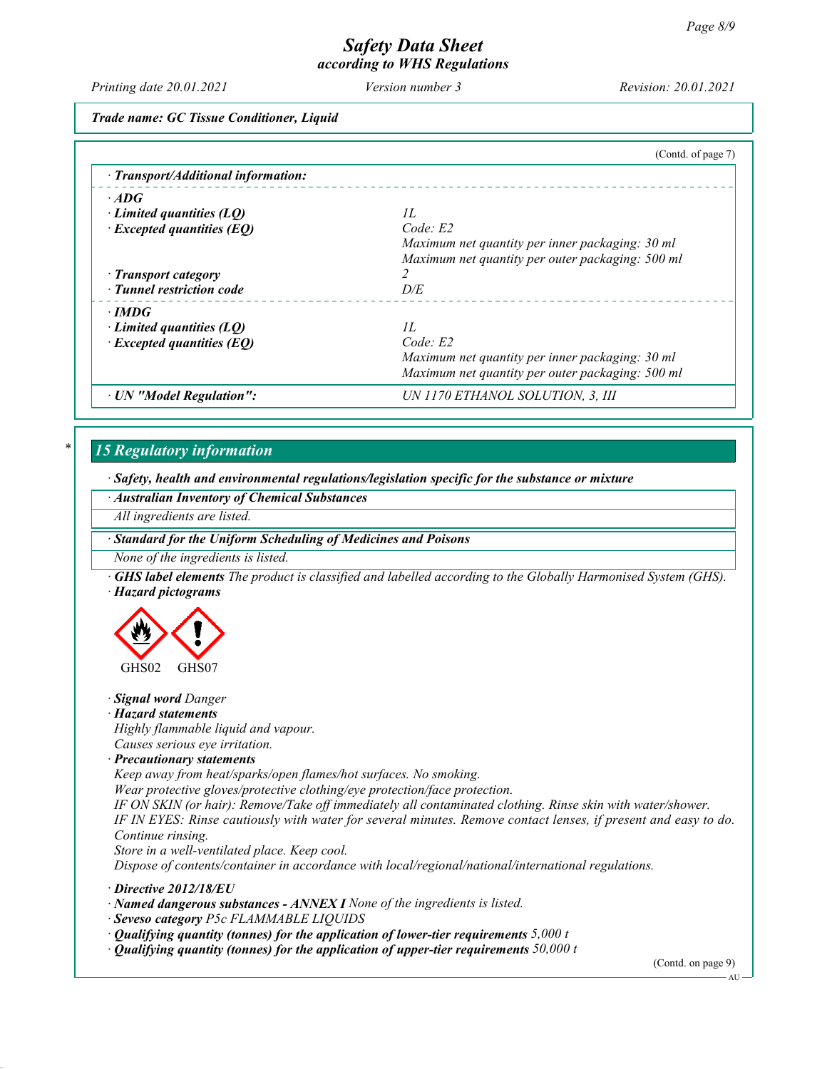*Trade name: GC Tissue Conditioner, Liquid*

(Contd. of page 7)

| · Transport/Additional information: | |
|---|---|
| · **ADG** | |
| · **Limited quantities (LQ)** | 1L |
| · **Excepted quantities (EQ)** | Code: E2<br>Maximum net quantity per inner packaging: 30 ml<br>Maximum net quantity per outer packaging: 500 ml |
| · **Transport category** | 2 |
| · **Tunnel restriction code** | D/E |
| · **IMDG** | |
| · **Limited quantities (LQ)** | 1L |
| · **Excepted quantities (EQ)** | Code: E2<br>Maximum net quantity per inner packaging: 30 ml<br>Maximum net quantity per outer packaging: 500 ml |
| · **UN "Model Regulation":** | UN 1170 ETHANOL SOLUTION, 3, III |

## 15 Regulatory information

· **Safety, health and environmental regulations/legislation specific for the substance or mixture**

· **Australian Inventory of Chemical Substances**

All ingredients are listed.

· **Standard for the Uniform Scheduling of Medicines and Poisons**

None of the ingredients is listed.

· **GHS label elements** The product is classified and labelled according to the Globally Harmonised System (GHS).

· **Hazard pictograms**

GHS02 GHS07

· **Signal word** Danger

· **Hazard statements**

Highly flammable liquid and vapour.
Causes serious eye irritation.

· **Precautionary statements**

Keep away from heat/sparks/open flames/hot surfaces. No smoking.
Wear protective gloves/protective clothing/eye protection/face protection.
IF ON SKIN (or hair): Remove/Take off immediately all contaminated clothing. Rinse skin with water/shower.
IF IN EYES: Rinse cautiously with water for several minutes. Remove contact lenses, if present and easy to do. Continue rinsing.
Store in a well-ventilated place. Keep cool.
Dispose of contents/container in accordance with local/regional/national/international regulations.

· **Directive 2012/18/EU**

· **Named dangerous substances - ANNEX I** None of the ingredients is listed.

· **Seveso category** P5c FLAMMABLE LIQUIDS

· **Qualifying quantity (tonnes) for the application of lower-tier requirements** 5,000 t

· **Qualifying quantity (tonnes) for the application of upper-tier requirements** 50,000 t

(Contd. on page 9)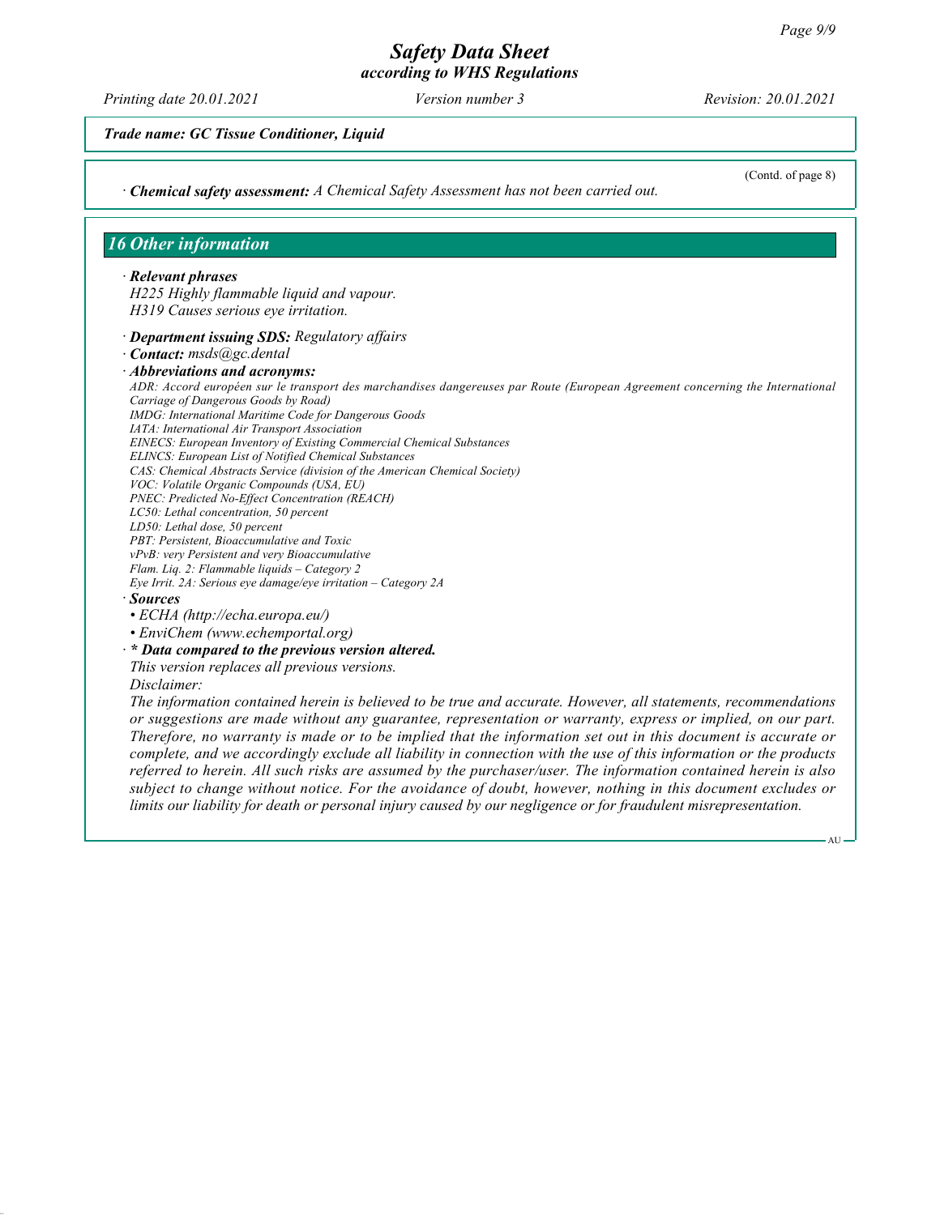*Trade name: GC Tissue Conditioner, Liquid*

(Contd. of page 8)

· ***Chemical safety assessment:*** *A Chemical Safety Assessment has not been carried out.*

## *16 Other information*

· ***Relevant phrases***
*H225 Highly flammable liquid and vapour.*
*H319 Causes serious eye irritation.*

· ***Department issuing SDS:*** *Regulatory affairs*
· ***Contact:*** *msds@gc.dental*
· ***Abbreviations and acronyms:***
*ADR: Accord européen sur le transport des marchandises dangereuses par Route (European Agreement concerning the International Carriage of Dangerous Goods by Road)*
*IMDG: International Maritime Code for Dangerous Goods*
*IATA: International Air Transport Association*
*EINECS: European Inventory of Existing Commercial Chemical Substances*
*ELINCS: European List of Notified Chemical Substances*
*CAS: Chemical Abstracts Service (division of the American Chemical Society)*
*VOC: Volatile Organic Compounds (USA, EU)*
*PNEC: Predicted No-Effect Concentration (REACH)*
*LC50: Lethal concentration, 50 percent*
*LD50: Lethal dose, 50 percent*
*PBT: Persistent, Bioaccumulative and Toxic*
*vPvB: very Persistent and very Bioaccumulative*
*Flam. Liq. 2: Flammable liquids – Category 2*
*Eye Irrit. 2A: Serious eye damage/eye irritation – Category 2A*
· ***Sources***
- *ECHA (http://echa.europa.eu/)*
- *EnviChem (www.echemportal.org)*

· ***\* Data compared to the previous version altered.***
*This version replaces all previous versions.*
*Disclaimer:*
*The information contained herein is believed to be true and accurate. However, all statements, recommendations or suggestions are made without any guarantee, representation or warranty, express or implied, on our part. Therefore, no warranty is made or to be implied that the information set out in this document is accurate or complete, and we accordingly exclude all liability in connection with the use of this information or the products referred to herein. All such risks are assumed by the purchaser/user. The information contained herein is also subject to change without notice. For the avoidance of doubt, however, nothing in this document excludes or limits our liability for death or personal injury caused by our negligence or for fraudulent misrepresentation.*

AU